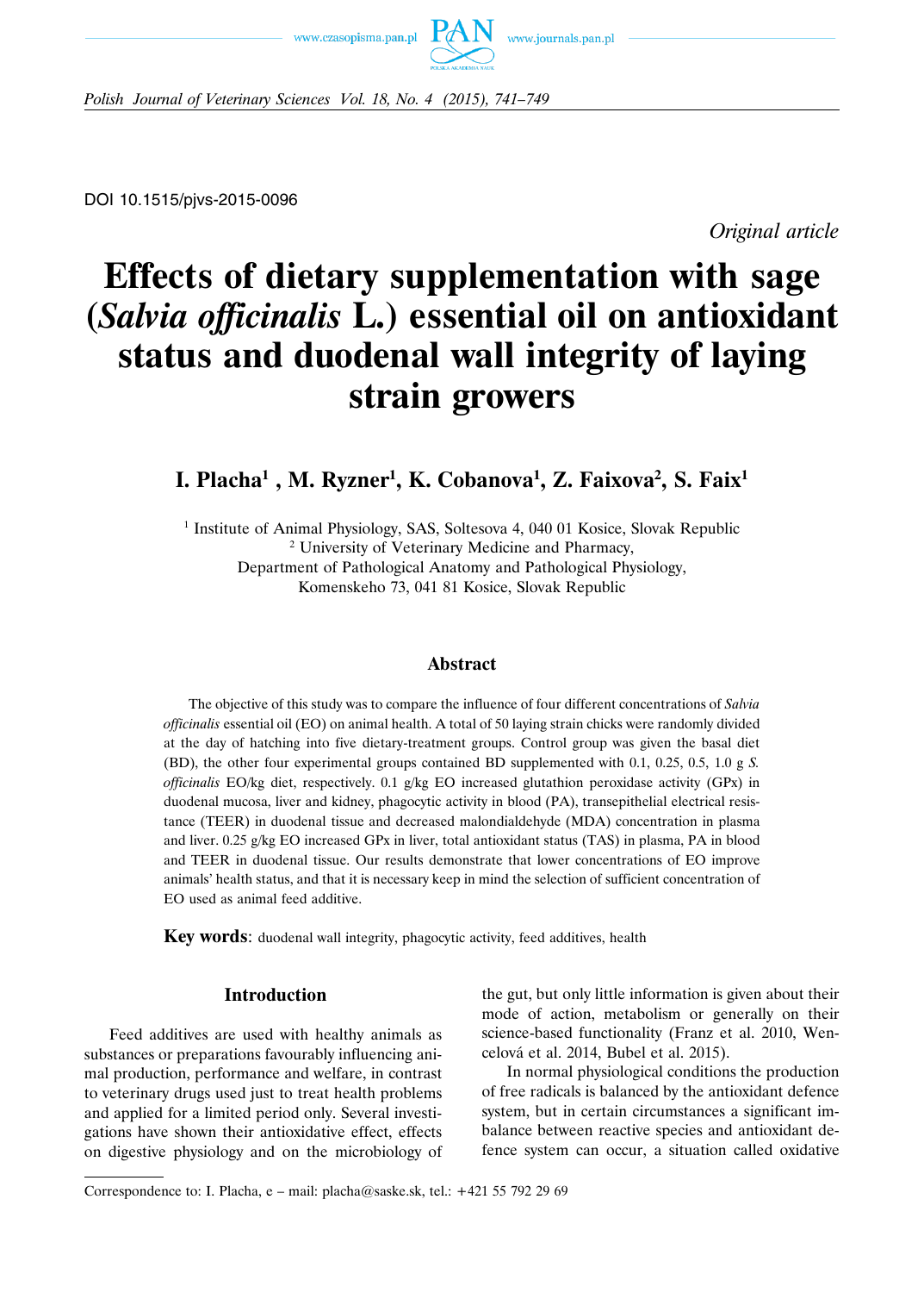DOI 10.1515/pjvs-2015-0096

*Original article*

# Effects of dietary supplementation with sage (*Salvia officinalis* L.) essential oil on antioxidant status and duodenal wall integrity of laying strain growers

**I. Placha[1], M. Ryzner[1], K. Cobanova[1], Z. Faixova[2], S. Faix[1]**

[1] Institute of Animal Physiology, SAS, Soltesova 4, 040 01 Kosice, Slovak Republic
[2] University of Veterinary Medicine and Pharmacy, Department of Pathological Anatomy and Pathological Physiology, Komenskeho 73, 041 81 Kosice, Slovak Republic

## Abstract

The objective of this study was to compare the influence of four different concentrations of *Salvia officinalis* essential oil (EO) on animal health. A total of 50 laying strain chicks were randomly divided at the day of hatching into five dietary-treatment groups. Control group was given the basal diet (BD), the other four experimental groups contained BD supplemented with 0.1, 0.25, 0.5, 1.0 g *S. officinalis* EO/kg diet, respectively. 0.1 g/kg EO increased glutathion peroxidase activity (GPx) in duodenal mucosa, liver and kidney, phagocytic activity in blood (PA), transepithelial electrical resistance (TEER) in duodenal tissue and decreased malondialdehyde (MDA) concentration in plasma and liver. 0.25 g/kg EO increased GPx in liver, total antioxidant status (TAS) in plasma, PA in blood and TEER in duodenal tissue. Our results demonstrate that lower concentrations of EO improve animals' health status, and that it is necessary keep in mind the selection of sufficient concentration of EO used as animal feed additive.

**Key words**: duodenal wall integrity, phagocytic activity, feed additives, health

## Introduction

Feed additives are used with healthy animals as substances or preparations favourably influencing animal production, performance and welfare, in contrast to veterinary drugs used just to treat health problems and applied for a limited period only. Several investigations have shown their antioxidative effect, effects on digestive physiology and on the microbiology of the gut, but only little information is given about their mode of action, metabolism or generally on their science-based functionality (Franz et al. 2010, Wencelová et al. 2014, Bubel et al. 2015).

In normal physiological conditions the production of free radicals is balanced by the antioxidant defence system, but in certain circumstances a significant imbalance between reactive species and antioxidant defence system can occur, a situation called oxidative

Correspondence to: I. Placha, e – mail: placha@saske.sk, tel.: +421 55 792 29 69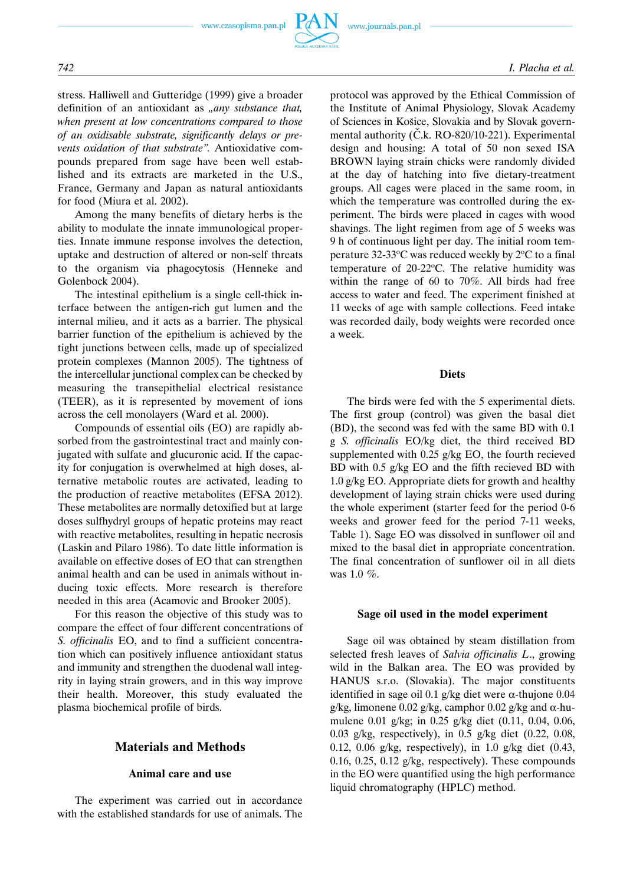stress. Halliwell and Gutteridge (1999) give a broader definition of an antioxidant as *„any substance that, when present at low concentrations compared to those of an oxidisable substrate, significantly delays or prevents oxidation of that substrate"*. Antioxidative compounds prepared from sage have been well established and its extracts are marketed in the U.S., France, Germany and Japan as natural antioxidants for food (Miura et al. 2002).

Among the many benefits of dietary herbs is the ability to modulate the innate immunological properties. Innate immune response involves the detection, uptake and destruction of altered or non-self threats to the organism via phagocytosis (Henneke and Golenbock 2004).

The intestinal epithelium is a single cell-thick interface between the antigen-rich gut lumen and the internal milieu, and it acts as a barrier. The physical barrier function of the epithelium is achieved by the tight junctions between cells, made up of specialized protein complexes (Mannon 2005). The tightness of the intercellular junctional complex can be checked by measuring the transepithelial electrical resistance (TEER), as it is represented by movement of ions across the cell monolayers (Ward et al. 2000).

Compounds of essential oils (EO) are rapidly absorbed from the gastrointestinal tract and mainly conjugated with sulfate and glucuronic acid. If the capacity for conjugation is overwhelmed at high doses, alternative metabolic routes are activated, leading to the production of reactive metabolites (EFSA 2012). These metabolites are normally detoxified but at large doses sulfhydryl groups of hepatic proteins may react with reactive metabolites, resulting in hepatic necrosis (Laskin and Pilaro 1986). To date little information is available on effective doses of EO that can strengthen animal health and can be used in animals without inducing toxic effects. More research is therefore needed in this area (Acamovic and Brooker 2005).

For this reason the objective of this study was to compare the effect of four different concentrations of *S. officinalis* EO, and to find a sufficient concentration which can positively influence antioxidant status and immunity and strengthen the duodenal wall integrity in laying strain growers, and in this way improve their health. Moreover, this study evaluated the plasma biochemical profile of birds.

## Materials and Methods

### Animal care and use

The experiment was carried out in accordance with the established standards for use of animals. The protocol was approved by the Ethical Commission of the Institute of Animal Physiology, Slovak Academy of Sciences in Košice, Slovakia and by Slovak governmental authority (Č.k. RO-820/10-221). Experimental design and housing: A total of 50 non sexed ISA BROWN laying strain chicks were randomly divided at the day of hatching into five dietary-treatment groups. All cages were placed in the same room, in which the temperature was controlled during the experiment. The birds were placed in cages with wood shavings. The light regimen from age of 5 weeks was 9 h of continuous light per day. The initial room temperature 32-33°C was reduced weekly by 2°C to a final temperature of 20-22°C. The relative humidity was within the range of 60 to 70%. All birds had free access to water and feed. The experiment finished at 11 weeks of age with sample collections. Feed intake was recorded daily, body weights were recorded once a week.

### Diets

The birds were fed with the 5 experimental diets. The first group (control) was given the basal diet (BD), the second was fed with the same BD with 0.1 g *S. officinalis* EO/kg diet, the third received BD supplemented with 0.25 g/kg EO, the fourth recieved BD with 0.5 g/kg EO and the fifth recieved BD with 1.0 g/kg EO. Appropriate diets for growth and healthy development of laying strain chicks were used during the whole experiment (starter feed for the period 0-6 weeks and grower feed for the period 7-11 weeks, Table 1). Sage EO was dissolved in sunflower oil and mixed to the basal diet in appropriate concentration. The final concentration of sunflower oil in all diets was 1.0 %.

### Sage oil used in the model experiment

Sage oil was obtained by steam distillation from selected fresh leaves of *Salvia officinalis L*., growing wild in the Balkan area. The EO was provided by HANUS s.r.o. (Slovakia). The major constituents identified in sage oil 0.1 g/kg diet were α-thujone 0.04 g/kg, limonene 0.02 g/kg, camphor 0.02 g/kg and α-humulene 0.01 g/kg; in 0.25 g/kg diet (0.11, 0.04, 0.06, 0.03 g/kg, respectively), in 0.5 g/kg diet (0.22, 0.08, 0.12, 0.06 g/kg, respectively), in 1.0 g/kg diet (0.43, 0.16, 0.25, 0.12 g/kg, respectively). These compounds in the EO were quantified using the high performance liquid chromatography (HPLC) method.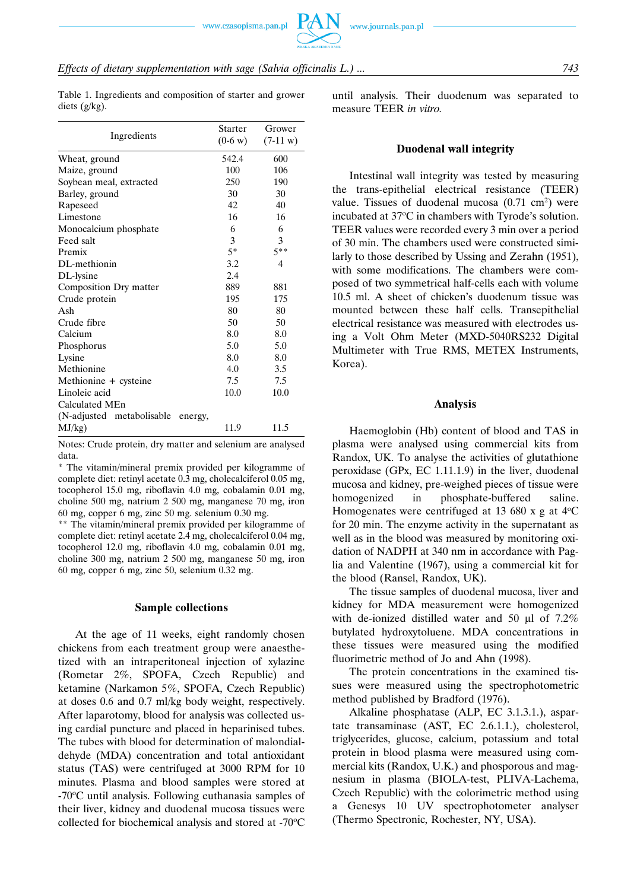Table 1. Ingredients and composition of starter and grower diets (g/kg).

| Ingredients | Starter (0-6 w) | Grower (7-11 w) |
|---|---|---|
| Wheat, ground | 542.4 | 600 |
| Maize, ground | 100 | 106 |
| Soybean meal, extracted | 250 | 190 |
| Barley, ground | 30 | 30 |
| Rapeseed | 42 | 40 |
| Limestone | 16 | 16 |
| Monocalcium phosphate | 6 | 6 |
| Feed salt | 3 | 3 |
| Premix | 5* | 5** |
| DL-methionin | 3.2 | 4 |
| DL-lysine | 2.4 | |
| Composition Dry matter | 889 | 881 |
| Crude protein | 195 | 175 |
| Ash | 80 | 80 |
| Crude fibre | 50 | 50 |
| Calcium | 8.0 | 8.0 |
| Phosphorus | 5.0 | 5.0 |
| Lysine | 8.0 | 8.0 |
| Methionine | 4.0 | 3.5 |
| Methionine + cysteine | 7.5 | 7.5 |
| Linoleic acid | 10.0 | 10.0 |
| Calculated MEn (N-adjusted metabolisable energy, MJ/kg) | 11.9 | 11.5 |

Notes: Crude protein, dry matter and selenium are analysed data.

* The vitamin/mineral premix provided per kilogramme of complete diet: retinyl acetate 0.3 mg, cholecalciferol 0.05 mg, tocopherol 15.0 mg, riboflavin 4.0 mg, cobalamin 0.01 mg, choline 500 mg, natrium 2 500 mg, manganese 70 mg, iron 60 mg, copper 6 mg, zinc 50 mg. selenium 0.30 mg.

** The vitamin/mineral premix provided per kilogramme of complete diet: retinyl acetate 2.4 mg, cholecalciferol 0.04 mg, tocopherol 12.0 mg, riboflavin 4.0 mg, cobalamin 0.01 mg, choline 300 mg, natrium 2 500 mg, manganese 50 mg, iron 60 mg, copper 6 mg, zinc 50, selenium 0.32 mg.

## Sample collections

At the age of 11 weeks, eight randomly chosen chickens from each treatment group were anaesthetized with an intraperitoneal injection of xylazine (Rometar 2%, SPOFA, Czech Republic) and ketamine (Narkamon 5%, SPOFA, Czech Republic) at doses 0.6 and 0.7 ml/kg body weight, respectively. After laparotomy, blood for analysis was collected using cardial puncture and placed in heparinised tubes. The tubes with blood for determination of malondialdehyde (MDA) concentration and total antioxidant status (TAS) were centrifuged at 3000 RPM for 10 minutes. Plasma and blood samples were stored at -70°C until analysis. Following euthanasia samples of their liver, kidney and duodenal mucosa tissues were collected for biochemical analysis and stored at -70°C until analysis. Their duodenum was separated to measure TEER *in vitro.*

## Duodenal wall integrity

Intestinal wall integrity was tested by measuring the trans-epithelial electrical resistance (TEER) value. Tissues of duodenal mucosa (0.71 $cm^2$) were incubated at 37°C in chambers with Tyrode's solution. TEER values were recorded every 3 min over a period of 30 min. The chambers used were constructed similarly to those described by Ussing and Zerahn (1951), with some modifications. The chambers were composed of two symmetrical half-cells each with volume 10.5 ml. A sheet of chicken's duodenum tissue was mounted between these half cells. Transepithelial electrical resistance was measured with electrodes using a Volt Ohm Meter (MXD-5040RS232 Digital Multimeter with True RMS, METEX Instruments, Korea).

## Analysis

Haemoglobin (Hb) content of blood and TAS in plasma were analysed using commercial kits from Randox, UK. To analyse the activities of glutathione peroxidase (GPx, EC 1.11.1.9) in the liver, duodenal mucosa and kidney, pre-weighed pieces of tissue were homogenized in phosphate-buffered saline. Homogenates were centrifuged at 13 680 x g at 4°C for 20 min. The enzyme activity in the supernatant as well as in the blood was measured by monitoring oxidation of NADPH at 340 nm in accordance with Paglia and Valentine (1967), using a commercial kit for the blood (Ransel, Randox, UK).

The tissue samples of duodenal mucosa, liver and kidney for MDA measurement were homogenized with de-ionized distilled water and 50 µl of 7.2% butylated hydroxytoluene. MDA concentrations in these tissues were measured using the modified fluorimetric method of Jo and Ahn (1998).

The protein concentrations in the examined tissues were measured using the spectrophotometric method published by Bradford (1976).

Alkaline phosphatase (ALP, EC 3.1.3.1.), aspartate transaminase (AST, EC 2.6.1.1.), cholesterol, triglycerides, glucose, calcium, potassium and total protein in blood plasma were measured using commercial kits (Randox, U.K.) and phosporous and magnesium in plasma (BIOLA-test, PLIVA-Lachema, Czech Republic) with the colorimetric method using a Genesys 10 UV spectrophotometer analyser (Thermo Spectronic, Rochester, NY, USA).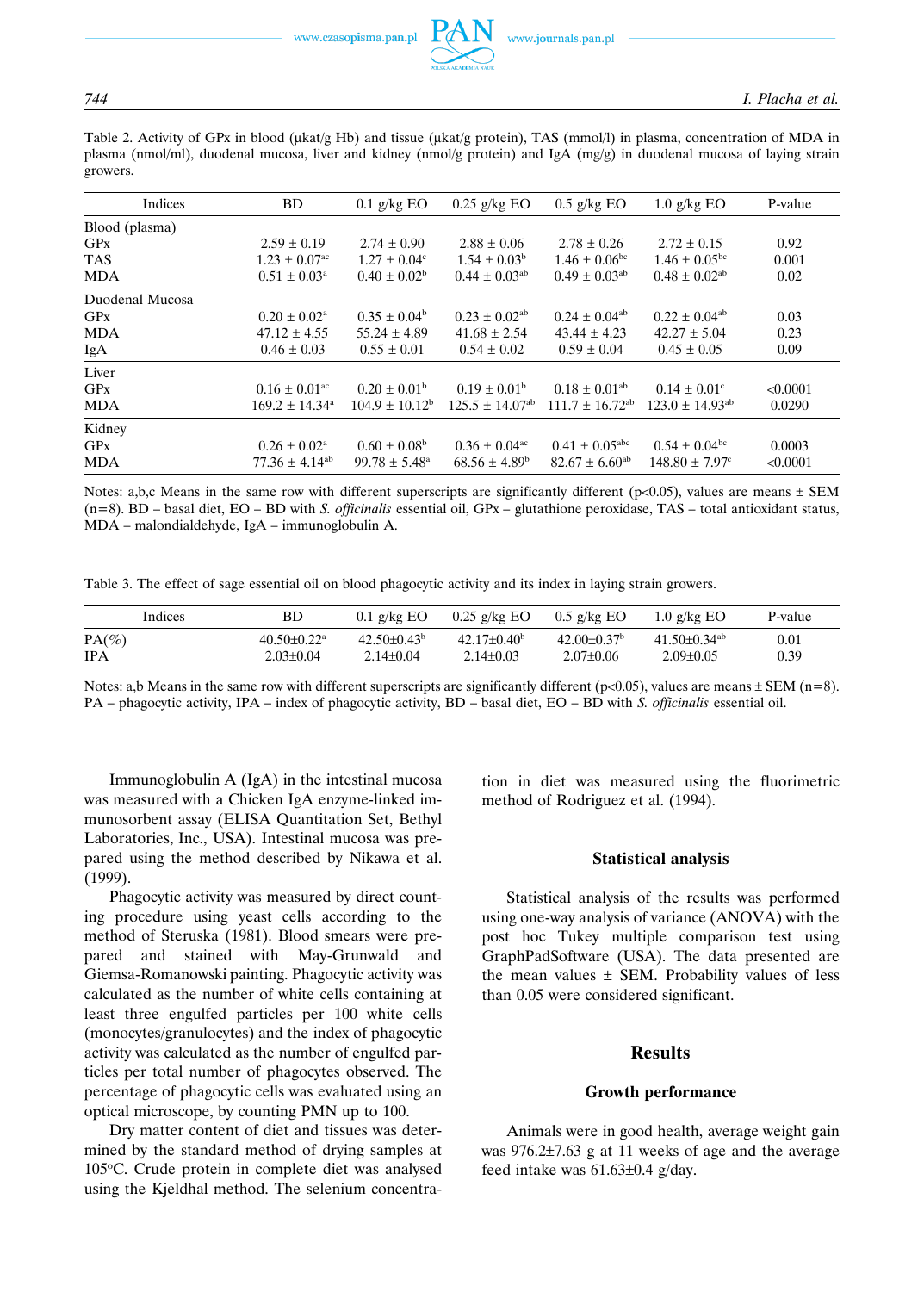Table 2. Activity of GPx in blood (μkat/g Hb) and tissue (μkat/g protein), TAS (mmol/l) in plasma, concentration of MDA in plasma (nmol/ml), duodenal mucosa, liver and kidney (nmol/g protein) and IgA (mg/g) in duodenal mucosa of laying strain growers.

| Indices | BD | 0.1 g/kg EO | 0.25 g/kg EO | 0.5 g/kg EO | 1.0 g/kg EO | P-value |
|---|---|---|---|---|---|---|
| Blood (plasma) | | | | | | |
| GPx | 2.59 ± 0.19 | 2.74 ± 0.90 | 2.88 ± 0.06 | 2.78 ± 0.26 | 2.72 ± 0.15 | 0.92 |
| TAS | 1.23 ± 0.07$^{ac}$ | 1.27 ± 0.04$^{c}$ | 1.54 ± 0.03$^{b}$ | 1.46 ± 0.06$^{bc}$ | 1.46 ± 0.05$^{bc}$ | 0.001 |
| MDA | 0.51 ± 0.03$^{a}$ | 0.40 ± 0.02$^{b}$ | 0.44 ± 0.03$^{ab}$ | 0.49 ± 0.03$^{ab}$ | 0.48 ± 0.02$^{ab}$ | 0.02 |
| Duodenal Mucosa | | | | | | |
| GPx | 0.20 ± 0.02$^{a}$ | 0.35 ± 0.04$^{b}$ | 0.23 ± 0.02$^{ab}$ | 0.24 ± 0.04$^{ab}$ | 0.22 ± 0.04$^{ab}$ | 0.03 |
| MDA | 47.12 ± 4.55 | 55.24 ± 4.89 | 41.68 ± 2.54 | 43.44 ± 4.23 | 42.27 ± 5.04 | 0.23 |
| IgA | 0.46 ± 0.03 | 0.55 ± 0.01 | 0.54 ± 0.02 | 0.59 ± 0.04 | 0.45 ± 0.05 | 0.09 |
| Liver | | | | | | |
| GPx | 0.16 ± 0.01$^{ac}$ | 0.20 ± 0.01$^{b}$ | 0.19 ± 0.01$^{b}$ | 0.18 ± 0.01$^{ab}$ | 0.14 ± 0.01$^{c}$ | <0.0001 |
| MDA | 169.2 ± 14.34$^{a}$ | 104.9 ± 10.12$^{b}$ | 125.5 ± 14.07$^{ab}$ | 111.7 ± 16.72$^{ab}$ | 123.0 ± 14.93$^{ab}$ | 0.0290 |
| Kidney | | | | | | |
| GPx | 0.26 ± 0.02$^{a}$ | 0.60 ± 0.08$^{b}$ | 0.36 ± 0.04$^{ac}$ | 0.41 ± 0.05$^{abc}$ | 0.54 ± 0.04$^{bc}$ | 0.0003 |
| MDA | 77.36 ± 4.14$^{ab}$ | 99.78 ± 5.48$^{a}$ | 68.56 ± 4.89$^{b}$ | 82.67 ± 6.60$^{ab}$ | 148.80 ± 7.97$^{c}$ | <0.0001 |

Notes: a,b,c Means in the same row with different superscripts are significantly different (p<0.05), values are means ± SEM (n=8). BD – basal diet, EO – BD with *S. officinalis* essential oil, GPx – glutathione peroxidase, TAS – total antioxidant status, MDA – malondialdehyde, IgA – immunoglobulin A.

Table 3. The effect of sage essential oil on blood phagocytic activity and its index in laying strain growers.

| Indices | BD | 0.1 g/kg EO | 0.25 g/kg EO | 0.5 g/kg EO | 1.0 g/kg EO | P-value |
|---|---|---|---|---|---|---|
| PA(%) | 40.50±0.22$^{a}$ | 42.50±0.43$^{b}$ | 42.17±0.40$^{b}$ | 42.00±0.37$^{b}$ | 41.50±0.34$^{ab}$ | 0.01 |
| IPA | 2.03±0.04 | 2.14±0.04 | 2.14±0.03 | 2.07±0.06 | 2.09±0.05 | 0.39 |

Notes: a,b Means in the same row with different superscripts are significantly different (p<0.05), values are means ± SEM (n=8). PA – phagocytic activity, IPA – index of phagocytic activity, BD – basal diet, EO – BD with *S. officinalis* essential oil.

Immunoglobulin A (IgA) in the intestinal mucosa was measured with a Chicken IgA enzyme-linked immunosorbent assay (ELISA Quantitation Set, Bethyl Laboratories, Inc., USA). Intestinal mucosa was prepared using the method described by Nikawa et al. (1999).

Phagocytic activity was measured by direct counting procedure using yeast cells according to the method of Steruska (1981). Blood smears were prepared and stained with May-Grunwald and Giemsa-Romanowski painting. Phagocytic activity was calculated as the number of white cells containing at least three engulfed particles per 100 white cells (monocytes/granulocytes) and the index of phagocytic activity was calculated as the number of engulfed particles per total number of phagocytes observed. The percentage of phagocytic cells was evaluated using an optical microscope, by counting PMN up to 100.

Dry matter content of diet and tissues was determined by the standard method of drying samples at 105°C. Crude protein in complete diet was analysed using the Kjeldhal method. The selenium concentration in diet was measured using the fluorimetric method of Rodriguez et al. (1994).

## Statistical analysis

Statistical analysis of the results was performed using one-way analysis of variance (ANOVA) with the post hoc Tukey multiple comparison test using GraphPadSoftware (USA). The data presented are the mean values ± SEM. Probability values of less than 0.05 were considered significant.

## Results

### Growth performance

Animals were in good health, average weight gain was 976.2±7.63 g at 11 weeks of age and the average feed intake was 61.63±0.4 g/day.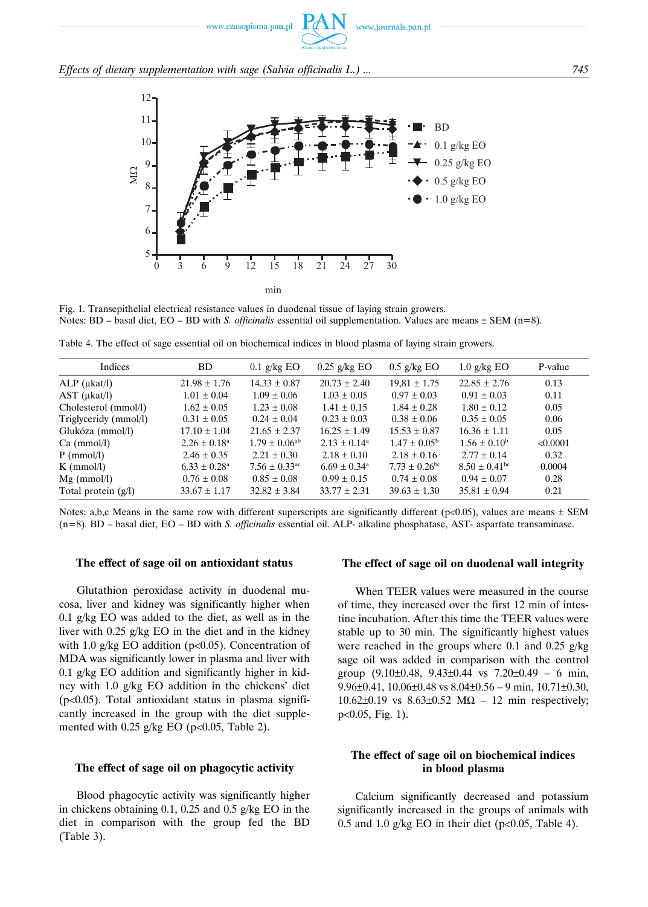12
11
10
9
8
7
6
5

MΩ

0 3 6 9 12 15 18 21 24 27 30

min

BD
0.1 g/kg EO
0.25 g/kg EO
0.5 g/kg EO
1.0 g/kg EO

Fig. 1. Transepithelial electrical resistance values in duodenal tissue of laying strain growers.
Notes: BD – basal diet, EO – BD with *S. officinalis* essential oil supplementation. Values are means ± SEM (n=8).

Table 4. The effect of sage essential oil on biochemical indices in blood plasma of laying strain growers.

| Indices | BD | 0.1 g/kg EO | 0.25 g/kg EO | 0.5 g/kg EO | 1.0 g/kg EO | P-value |
|---|---|---|---|---|---|---|
| ALP (μkat/l) | 21.98 ± 1.76 | 14.33 ± 0.87 | 20.73 ± 2.40 | 19,81 ± 1.75 | 22.85 ± 2.76 | 0.13 |
| AST (μkat/l) | 1.01 ± 0.04 | 1.09 ± 0.06 | 1.03 ± 0.05 | 0.97 ± 0.03 | 0.91 ± 0.03 | 0.11 |
| Cholesterol (mmol/l) | 1.62 ± 0.05 | 1.23 ± 0.08 | 1.41 ± 0.15 | 1.84 ± 0.28 | 1.80 ± 0.12 | 0.05 |
| Triglyceridy (mmol/l) | 0.31 ± 0.05 | 0.24 ± 0.04 | 0.23 ± 0.03 | 0.38 ± 0.06 | 0.35 ± 0.05 | 0.06 |
| Glukóza (mmol/l) | 17.10 ± 1.04 | 21.65 ± 2.37 | 16.25 ± 1.49 | 15.53 ± 0.87 | 16.36 ± 1.11 | 0.05 |
| Ca (mmol/l) | 2.26 ± 0.18[a] | 1.79 ± 0.06[ab] | 2.13 ± 0.14[a] | 1.47 ± 0.05[b] | 1.56 ± 0.10[b] | <0.0001 |
| P (mmol/l) | 2.46 ± 0.35 | 2.21 ± 0.30 | 2.18 ± 0.10 | 2.18 ± 0.16 | 2.77 ± 0.14 | 0.32 |
| K (mmol/l) | 6.33 ± 0.28[a] | 7.56 ± 0.33[ac] | 6.69 ± 0.34[a] | 7.73 ± 0.26[bc] | 8.50 ± 0.41[bc] | 0.0004 |
| Mg (mmol/l) | 0.76 ± 0.08 | 0.85 ± 0.08 | 0.99 ± 0.15 | 0.74 ± 0.08 | 0.94 ± 0.07 | 0.28 |
| Total protein (g/l) | 33.67 ± 1.17 | 32.82 ± 3.84 | 33.77 ± 2.31 | 39.63 ± 1.30 | 35.81 ± 0.94 | 0.21 |

Notes: a,b,c Means in the same row with different superscripts are significantly different ($p<0.05$), values are means ± SEM (n=8). BD – basal diet, EO – BD with *S. officinalis* essential oil. ALP- alkaline phosphatase, AST- aspartate transaminase.

### The effect of sage oil on antioxidant status

Glutathion peroxidase activity in duodenal mucosa, liver and kidney was significantly higher when 0.1 g/kg EO was added to the diet, as well as in the liver with 0.25 g/kg EO in the diet and in the kidney with 1.0 g/kg EO addition ($p<0.05$). Concentration of MDA was significantly lower in plasma and liver with 0.1 g/kg EO addition and significantly higher in kidney with 1.0 g/kg EO addition in the chickens' diet ($p<0.05$). Total antioxidant status in plasma significantly increased in the group with the diet supplemented with 0.25 g/kg EO ($p<0.05$, Table 2).

### The effect of sage oil on phagocytic activity

Blood phagocytic activity was significantly higher in chickens obtaining 0.1, 0.25 and 0.5 g/kg EO in the diet in comparison with the group fed the BD (Table 3).

### The effect of sage oil on duodenal wall integrity

When TEER values were measured in the course of time, they increased over the first 12 min of intestine incubation. After this time the TEER values were stable up to 30 min. The significantly highest values were reached in the groups where 0.1 and 0.25 g/kg sage oil was added in comparison with the control group (9.10±0.48, 9.43±0.44 vs 7.20±0.49 – 6 min, 9.96±0.41, 10.06±0.48 vs 8.04±0.56 – 9 min, 10.71±0.30, 10.62±0.19 vs 8.63±0.52 MΩ – 12 min respectively; $p<0.05$, Fig. 1).

### The effect of sage oil on biochemical indices in blood plasma

Calcium significantly decreased and potassium significantly increased in the groups of animals with 0.5 and 1.0 g/kg EO in their diet ($p<0.05$, Table 4).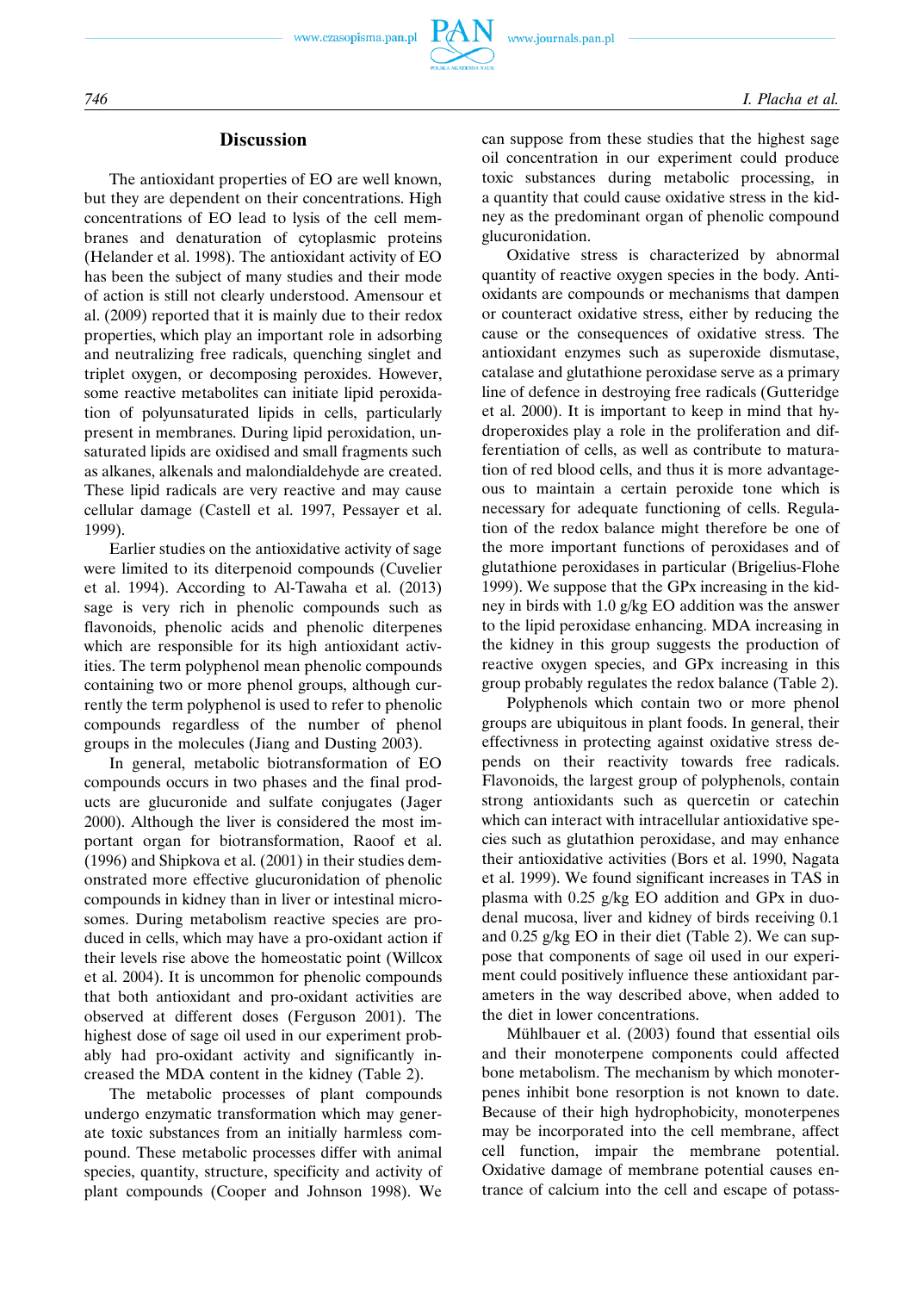## Discussion

The antioxidant properties of EO are well known, but they are dependent on their concentrations. High concentrations of EO lead to lysis of the cell membranes and denaturation of cytoplasmic proteins (Helander et al. 1998). The antioxidant activity of EO has been the subject of many studies and their mode of action is still not clearly understood. Amensour et al. (2009) reported that it is mainly due to their redox properties, which play an important role in adsorbing and neutralizing free radicals, quenching singlet and triplet oxygen, or decomposing peroxides. However, some reactive metabolites can initiate lipid peroxidation of polyunsaturated lipids in cells, particularly present in membranes. During lipid peroxidation, unsaturated lipids are oxidised and small fragments such as alkanes, alkenals and malondialdehyde are created. These lipid radicals are very reactive and may cause cellular damage (Castell et al. 1997, Pessayer et al. 1999).

Earlier studies on the antioxidative activity of sage were limited to its diterpenoid compounds (Cuvelier et al. 1994). According to Al-Tawaha et al. (2013) sage is very rich in phenolic compounds such as flavonoids, phenolic acids and phenolic diterpenes which are responsible for its high antioxidant activities. The term polyphenol mean phenolic compounds containing two or more phenol groups, although currently the term polyphenol is used to refer to phenolic compounds regardless of the number of phenol groups in the molecules (Jiang and Dusting 2003).

In general, metabolic biotransformation of EO compounds occurs in two phases and the final products are glucuronide and sulfate conjugates (Jager 2000). Although the liver is considered the most important organ for biotransformation, Raoof et al. (1996) and Shipkova et al. (2001) in their studies demonstrated more effective glucuronidation of phenolic compounds in kidney than in liver or intestinal microsomes. During metabolism reactive species are produced in cells, which may have a pro-oxidant action if their levels rise above the homeostatic point (Willcox et al. 2004). It is uncommon for phenolic compounds that both antioxidant and pro-oxidant activities are observed at different doses (Ferguson 2001). The highest dose of sage oil used in our experiment probably had pro-oxidant activity and significantly increased the MDA content in the kidney (Table 2).

The metabolic processes of plant compounds undergo enzymatic transformation which may generate toxic substances from an initially harmless compound. These metabolic processes differ with animal species, quantity, structure, specificity and activity of plant compounds (Cooper and Johnson 1998). We can suppose from these studies that the highest sage oil concentration in our experiment could produce toxic substances during metabolic processing, in a quantity that could cause oxidative stress in the kidney as the predominant organ of phenolic compound glucuronidation.

Oxidative stress is characterized by abnormal quantity of reactive oxygen species in the body. Antioxidants are compounds or mechanisms that dampen or counteract oxidative stress, either by reducing the cause or the consequences of oxidative stress. The antioxidant enzymes such as superoxide dismutase, catalase and glutathione peroxidase serve as a primary line of defence in destroying free radicals (Gutteridge et al. 2000). It is important to keep in mind that hydroperoxides play a role in the proliferation and differentiation of cells, as well as contribute to maturation of red blood cells, and thus it is more advantageous to maintain a certain peroxide tone which is necessary for adequate functioning of cells. Regulation of the redox balance might therefore be one of the more important functions of peroxidases and of glutathione peroxidases in particular (Brigelius-Flohe 1999). We suppose that the GPx increasing in the kidney in birds with 1.0 g/kg EO addition was the answer to the lipid peroxidase enhancing. MDA increasing in the kidney in this group suggests the production of reactive oxygen species, and GPx increasing in this group probably regulates the redox balance (Table 2).

Polyphenols which contain two or more phenol groups are ubiquitous in plant foods. In general, their effectivness in protecting against oxidative stress depends on their reactivity towards free radicals. Flavonoids, the largest group of polyphenols, contain strong antioxidants such as quercetin or catechin which can interact with intracellular antioxidative species such as glutathion peroxidase, and may enhance their antioxidative activities (Bors et al. 1990, Nagata et al. 1999). We found significant increases in TAS in plasma with 0.25 g/kg EO addition and GPx in duodenal mucosa, liver and kidney of birds receiving 0.1 and 0.25 g/kg EO in their diet (Table 2). We can suppose that components of sage oil used in our experiment could positively influence these antioxidant parameters in the way described above, when added to the diet in lower concentrations.

Mühlbauer et al. (2003) found that essential oils and their monoterpene components could affected bone metabolism. The mechanism by which monoterpenes inhibit bone resorption is not known to date. Because of their high hydrophobicity, monoterpenes may be incorporated into the cell membrane, affect cell function, impair the membrane potential. Oxidative damage of membrane potential causes entrance of calcium into the cell and escape of potass-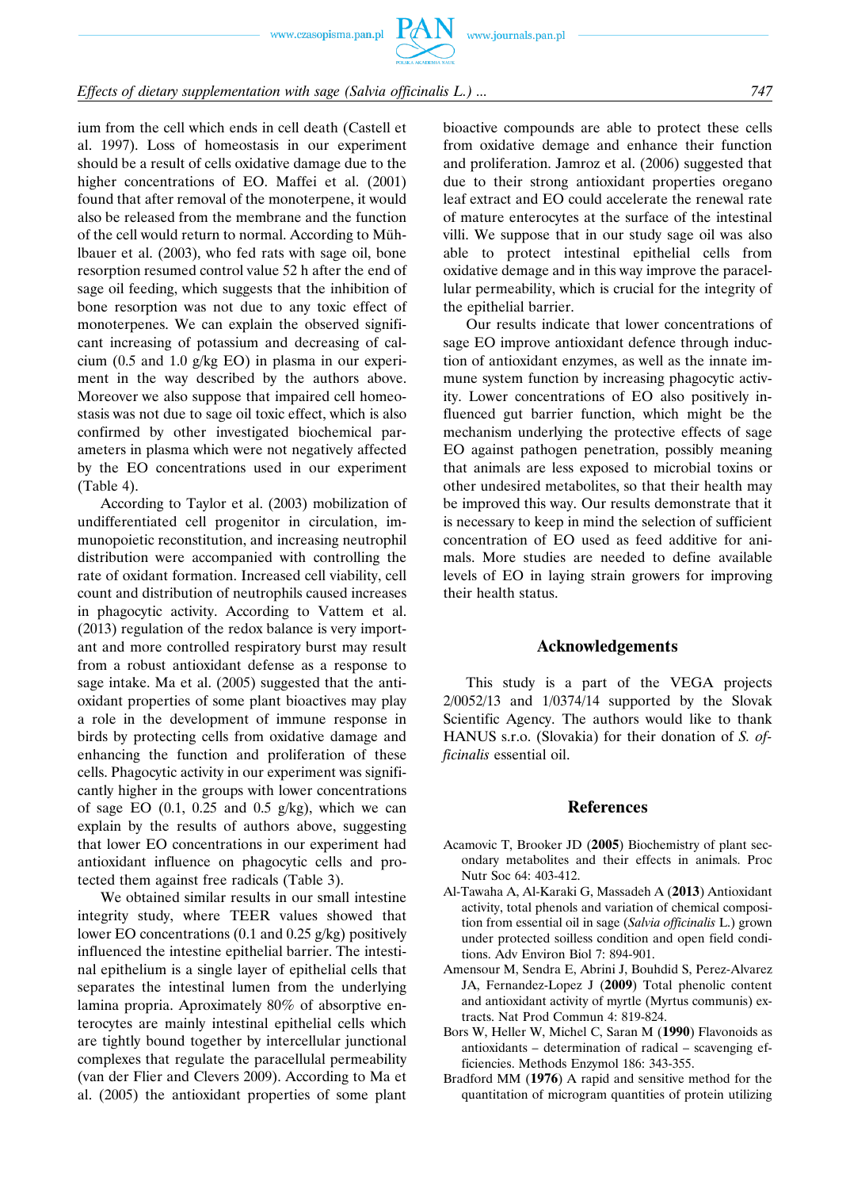ium from the cell which ends in cell death (Castell et al. 1997). Loss of homeostasis in our experiment should be a result of cells oxidative damage due to the higher concentrations of EO. Maffei et al. (2001) found that after removal of the monoterpene, it would also be released from the membrane and the function of the cell would return to normal. According to Mühlbauer et al. (2003), who fed rats with sage oil, bone resorption resumed control value 52 h after the end of sage oil feeding, which suggests that the inhibition of bone resorption was not due to any toxic effect of monoterpenes. We can explain the observed significant increasing of potassium and decreasing of calcium (0.5 and 1.0 g/kg EO) in plasma in our experiment in the way described by the authors above. Moreover we also suppose that impaired cell homeostasis was not due to sage oil toxic effect, which is also confirmed by other investigated biochemical parameters in plasma which were not negatively affected by the EO concentrations used in our experiment (Table 4).

According to Taylor et al. (2003) mobilization of undifferentiated cell progenitor in circulation, immunopoietic reconstitution, and increasing neutrophil distribution were accompanied with controlling the rate of oxidant formation. Increased cell viability, cell count and distribution of neutrophils caused increases in phagocytic activity. According to Vattem et al. (2013) regulation of the redox balance is very important and more controlled respiratory burst may result from a robust antioxidant defense as a response to sage intake. Ma et al. (2005) suggested that the antioxidant properties of some plant bioactives may play a role in the development of immune response in birds by protecting cells from oxidative damage and enhancing the function and proliferation of these cells. Phagocytic activity in our experiment was significantly higher in the groups with lower concentrations of sage EO (0.1, 0.25 and 0.5 g/kg), which we can explain by the results of authors above, suggesting that lower EO concentrations in our experiment had antioxidant influence on phagocytic cells and protected them against free radicals (Table 3).

We obtained similar results in our small intestine integrity study, where TEER values showed that lower EO concentrations (0.1 and 0.25 g/kg) positively influenced the intestine epithelial barrier. The intestinal epithelium is a single layer of epithelial cells that separates the intestinal lumen from the underlying lamina propria. Aproximately 80% of absorptive enterocytes are mainly intestinal epithelial cells which are tightly bound together by intercellular junctional complexes that regulate the paracellular permeability (van der Flier and Clevers 2009). According to Ma et al. (2005) the antioxidant properties of some plant bioactive compounds are able to protect these cells from oxidative demage and enhance their function and proliferation. Jamroz et al. (2006) suggested that due to their strong antioxidant properties oregano leaf extract and EO could accelerate the renewal rate of mature enterocytes at the surface of the intestinal villi. We suppose that in our study sage oil was also able to protect intestinal epithelial cells from oxidative demage and in this way improve the paracellular permeability, which is crucial for the integrity of the epithelial barrier.

Our results indicate that lower concentrations of sage EO improve antioxidant defence through induction of antioxidant enzymes, as well as the innate immune system function by increasing phagocytic activity. Lower concentrations of EO also positively influenced gut barrier function, which might be the mechanism underlying the protective effects of sage EO against pathogen penetration, possibly meaning that animals are less exposed to microbial toxins or other undesired metabolites, so that their health may be improved this way. Our results demonstrate that it is necessary to keep in mind the selection of sufficient concentration of EO used as feed additive for animals. More studies are needed to define available levels of EO in laying strain growers for improving their health status.

## Acknowledgements

This study is a part of the VEGA projects 2/0052/13 and 1/0374/14 supported by the Slovak Scientific Agency. The authors would like to thank HANUS s.r.o. (Slovakia) for their donation of *S. officinalis* essential oil.

## References

Acamovic T, Brooker JD (**2005**) Biochemistry of plant secondary metabolites and their effects in animals. Proc Nutr Soc 64: 403-412.

Al-Tawaha A, Al-Karaki G, Massadeh A (**2013**) Antioxidant activity, total phenols and variation of chemical composition from essential oil in sage (*Salvia officinalis* L.) grown under protected soilless condition and open field conditions. Adv Environ Biol 7: 894-901.

Amensour M, Sendra E, Abrini J, Bouhdid S, Perez-Alvarez JA, Fernandez-Lopez J (**2009**) Total phenolic content and antioxidant activity of myrtle (Myrtus communis) extracts. Nat Prod Commun 4: 819-824.

Bors W, Heller W, Michel C, Saran M (**1990**) Flavonoids as antioxidants – determination of radical – scavenging efficiencies. Methods Enzymol 186: 343-355.

Bradford MM (**1976**) A rapid and sensitive method for the quantitation of microgram quantities of protein utilizing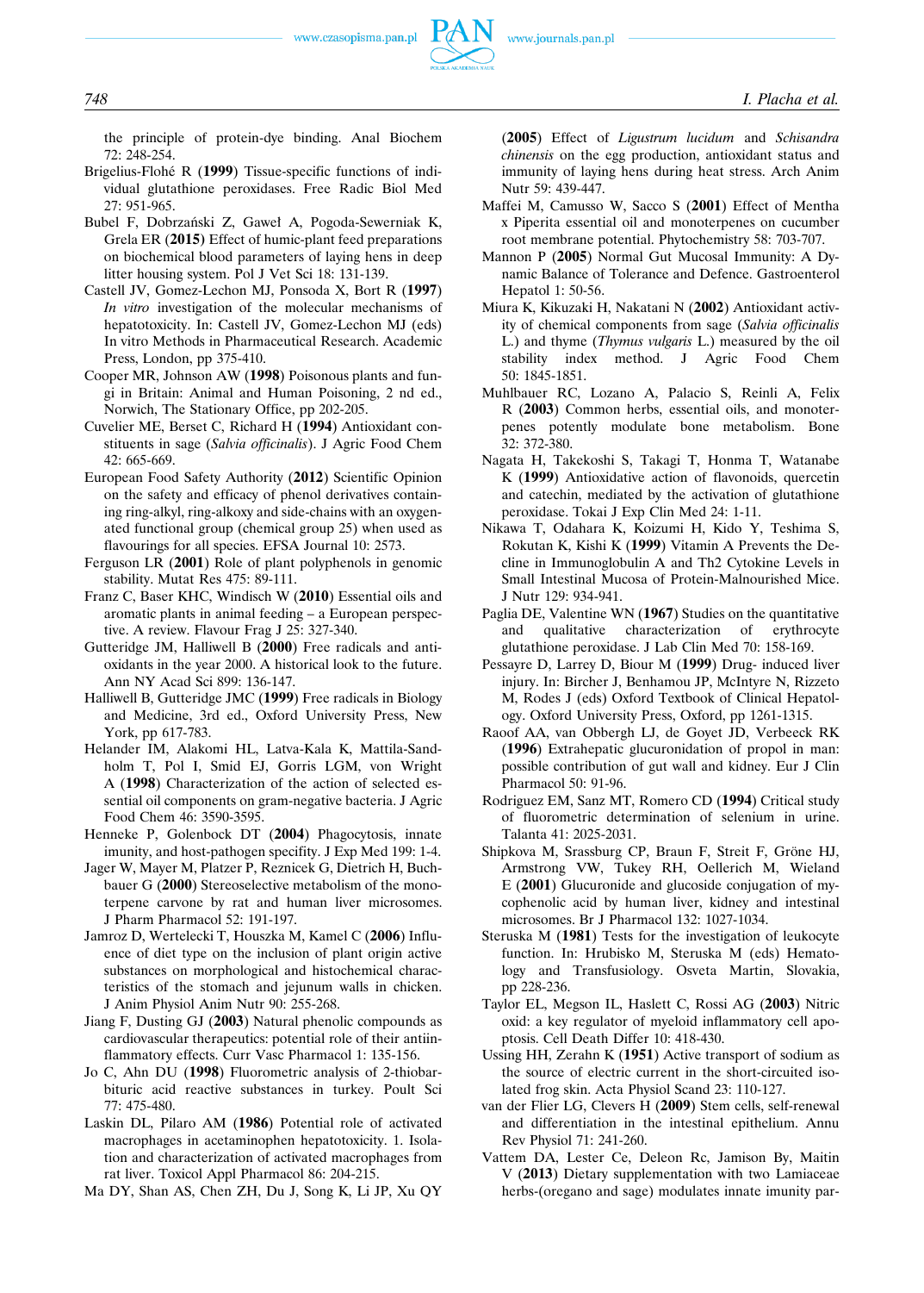the principle of protein-dye binding. Anal Biochem 72: 248-254.

Brigelius-Flohé R (**1999**) Tissue-specific functions of individual glutathione peroxidases. Free Radic Biol Med 27: 951-965.

Bubel F, Dobrzański Z, Gaweł A, Pogoda-Sewerniak K, Grela ER (**2015**) Effect of humic-plant feed preparations on biochemical blood parameters of laying hens in deep litter housing system. Pol J Vet Sci 18: 131-139.

Castell JV, Gomez-Lechon MJ, Ponsoda X, Bort R (**1997**) *In vitro* investigation of the molecular mechanisms of hepatotoxicity. In: Castell JV, Gomez-Lechon MJ (eds) In vitro Methods in Pharmaceutical Research. Academic Press, London, pp 375-410.

Cooper MR, Johnson AW (**1998**) Poisonous plants and fungi in Britain: Animal and Human Poisoning, 2 nd ed., Norwich, The Stationary Office, pp 202-205.

Cuvelier ME, Berset C, Richard H (**1994**) Antioxidant constituents in sage (*Salvia officinalis*). J Agric Food Chem 42: 665-669.

European Food Safety Authority (**2012**) Scientific Opinion on the safety and efficacy of phenol derivatives containing ring-alkyl, ring-alkoxy and side-chains with an oxygenated functional group (chemical group 25) when used as flavourings for all species. EFSA Journal 10: 2573.

Ferguson LR (**2001**) Role of plant polyphenols in genomic stability. Mutat Res 475: 89-111.

Franz C, Baser KHC, Windisch W (**2010**) Essential oils and aromatic plants in animal feeding – a European perspective. A review. Flavour Frag J 25: 327-340.

Gutteridge JM, Halliwell B (**2000**) Free radicals and antioxidants in the year 2000. A historical look to the future. Ann NY Acad Sci 899: 136-147.

Halliwell B, Gutteridge JMC (**1999**) Free radicals in Biology and Medicine, 3rd ed., Oxford University Press, New York, pp 617-783.

Helander IM, Alakomi HL, Latva-Kala K, Mattila-Sandholm T, Pol I, Smid EJ, Gorris LGM, von Wright A (**1998**) Characterization of the action of selected essential oil components on gram-negative bacteria. J Agric Food Chem 46: 3590-3595.

Henneke P, Golenbock DT (**2004**) Phagocytosis, innate imunity, and host-pathogen specifity. J Exp Med 199: 1-4.

Jager W, Mayer M, Platzer P, Reznicek G, Dietrich H, Buchbauer G (**2000**) Stereoselective metabolism of the monoterpene carvone by rat and human liver microsomes. J Pharm Pharmacol 52: 191-197.

Jamroz D, Wertelecki T, Houszka M, Kamel C (**2006**) Influence of diet type on the inclusion of plant origin active substances on morphological and histochemical characteristics of the stomach and jejunum walls in chicken. J Anim Physiol Anim Nutr 90: 255-268.

Jiang F, Dusting GJ (**2003**) Natural phenolic compounds as cardiovascular therapeutics: potential role of their antiinflammatory effects. Curr Vasc Pharmacol 1: 135-156.

Jo C, Ahn DU (**1998**) Fluorometric analysis of 2-thiobarbituric acid reactive substances in turkey. Poult Sci 77: 475-480.

Laskin DL, Pilaro AM (**1986**) Potential role of activated macrophages in acetaminophen hepatotoxicity. 1. Isolation and characterization of activated macrophages from rat liver. Toxicol Appl Pharmacol 86: 204-215.

Ma DY, Shan AS, Chen ZH, Du J, Song K, Li JP, Xu QY (**2005**) Effect of *Ligustrum lucidum* and *Schisandra chinensis* on the egg production, antioxidant status and immunity of laying hens during heat stress. Arch Anim Nutr 59: 439-447.

Maffei M, Camusso W, Sacco S (**2001**) Effect of Mentha x Piperita essential oil and monoterpenes on cucumber root membrane potential. Phytochemistry 58: 703-707.

Mannon P (**2005**) Normal Gut Mucosal Immunity: A Dynamic Balance of Tolerance and Defence. Gastroenterol Hepatol 1: 50-56.

Miura K, Kikuzaki H, Nakatani N (**2002**) Antioxidant activity of chemical components from sage (*Salvia officinalis* L.) and thyme (*Thymus vulgaris* L.) measured by the oil stability index method. J Agric Food Chem 50: 1845-1851.

Muhlbauer RC, Lozano A, Palacio S, Reinli A, Felix R (**2003**) Common herbs, essential oils, and monoterpenes potently modulate bone metabolism. Bone 32: 372-380.

Nagata H, Takekoshi S, Takagi T, Honma T, Watanabe K (**1999**) Antioxidative action of flavonoids, quercetin and catechin, mediated by the activation of glutathione peroxidase. Tokai J Exp Clin Med 24: 1-11.

Nikawa T, Odahara K, Koizumi H, Kido Y, Teshima S, Rokutan K, Kishi K (**1999**) Vitamin A Prevents the Decline in Immunoglobulin A and Th2 Cytokine Levels in Small Intestinal Mucosa of Protein-Malnourished Mice. J Nutr 129: 934-941.

Paglia DE, Valentine WN (**1967**) Studies on the quantitative and qualitative characterization of erythrocyte glutathione peroxidase. J Lab Clin Med 70: 158-169.

Pessayre D, Larrey D, Biour M (**1999**) Drug- induced liver injury. In: Bircher J, Benhamou JP, McIntyre N, Rizzeto M, Rodes J (eds) Oxford Textbook of Clinical Hepatology. Oxford University Press, Oxford, pp 1261-1315.

Raoof AA, van Obbergh LJ, de Goyet JD, Verbeeck RK (**1996**) Extrahepatic glucuronidation of propol in man: possible contribution of gut wall and kidney. Eur J Clin Pharmacol 50: 91-96.

Rodriguez EM, Sanz MT, Romero CD (**1994**) Critical study of fluorometric determination of selenium in urine. Talanta 41: 2025-2031.

Shipkova M, Strassburg CP, Braun F, Streit F, Gröne HJ, Armstrong VW, Tukey RH, Oellerich M, Wieland E (**2001**) Glucuronide and glucoside conjugation of mycophenolic acid by human liver, kidney and intestinal microsomes. Br J Pharmacol 132: 1027-1034.

Steruska M (**1981**) Tests for the investigation of leukocyte function. In: Hrubisko M, Steruska M (eds) Hematology and Transfusiology. Osveta Martin, Slovakia, pp 228-236.

Taylor EL, Megson IL, Haslett C, Rossi AG (**2003**) Nitric oxid: a key regulator of myeloid inflammatory cell apoptosis. Cell Death Differ 10: 418-430.

Ussing HH, Zerahn K (**1951**) Active transport of sodium as the source of electric current in the short-circuited isolated frog skin. Acta Physiol Scand 23: 110-127.

van der Flier LG, Clevers H (**2009**) Stem cells, self-renewal and differentiation in the intestinal epithelium. Annu Rev Physiol 71: 241-260.

Vattem DA, Lester Ce, Deleon Rc, Jamison By, Maitin V (**2013**) Dietary supplementation with two Lamiaceae herbs-(oregano and sage) modulates innate imunity par-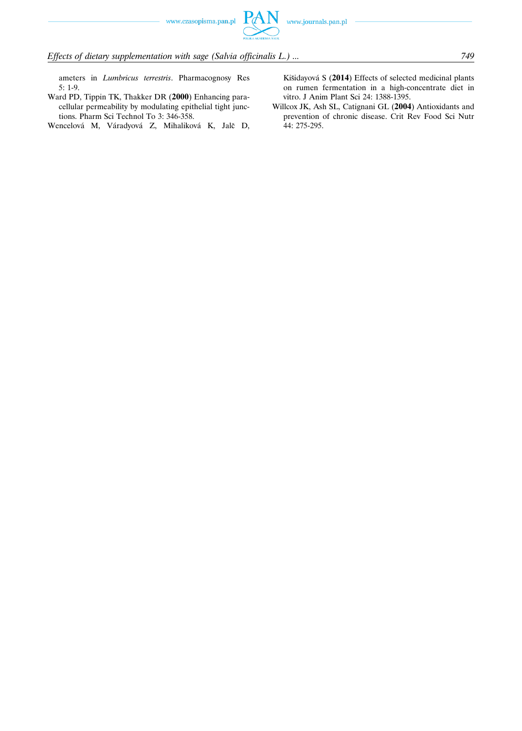ameters in *Lumbricus terrestris*. Pharmacognosy Res 5: 1-9.

Ward PD, Tippin TK, Thakker DR (**2000**) Enhancing paracellular permeability by modulating epithelial tight junctions. Pharm Sci Technol To 3: 346-358.

Wencelová M, Váradyová Z, Mihaliková K, Jalč D, Kišidayová S (**2014**) Effects of selected medicinal plants on rumen fermentation in a high-concentrate diet in vitro. J Anim Plant Sci 24: 1388-1395.

Willcox JK, Ash SL, Catignani GL (**2004**) Antioxidants and prevention of chronic disease. Crit Rev Food Sci Nutr 44: 275-295.